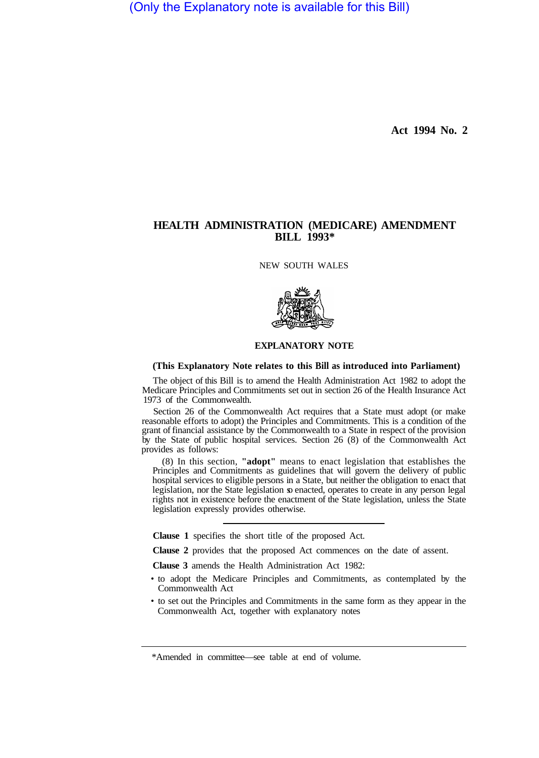(Only the Explanatory note is available for this Bill)

**Act 1994 No. 2**

# HEALTH ADMINISTRATION (MEDICARE) AMENDMENT BILL 1993*

NEW SOUTH WALES

## EXPLANATORY NOTE

**(This Explanatory Note relates to this Bill as introduced into Parliament)**

The object of this Bill is to amend the Health Administration Act 1982 to adopt the Medicare Principles and Commitments set out in section 26 of the Health Insurance Act 1973 of the Commonwealth.

Section 26 of the Commonwealth Act requires that a State must adopt (or make reasonable efforts to adopt) the Principles and Commitments. This is a condition of the grant of financial assistance by the Commonwealth to a State in respect of the provision by the State of public hospital services. Section 26 (8) of the Commonwealth Act provides as follows:

> (8) In this section, **"adopt"** means to enact legislation that establishes the Principles and Commitments as guidelines that will govern the delivery of public hospital services to eligible persons in a State, but neither the obligation to enact that legislation, nor the State legislation so enacted, operates to create in any person legal rights not in existence before the enactment of the State legislation, unless the State legislation expressly provides otherwise.

---

**Clause 1** specifies the short title of the proposed Act.

**Clause 2** provides that the proposed Act commences on the date of assent.

**Clause 3** amends the Health Administration Act 1982:

- to adopt the Medicare Principles and Commitments, as contemplated by the Commonwealth Act
- to set out the Principles and Commitments in the same form as they appear in the Commonwealth Act, together with explanatory notes

---

*Amended in committee—see table at end of volume.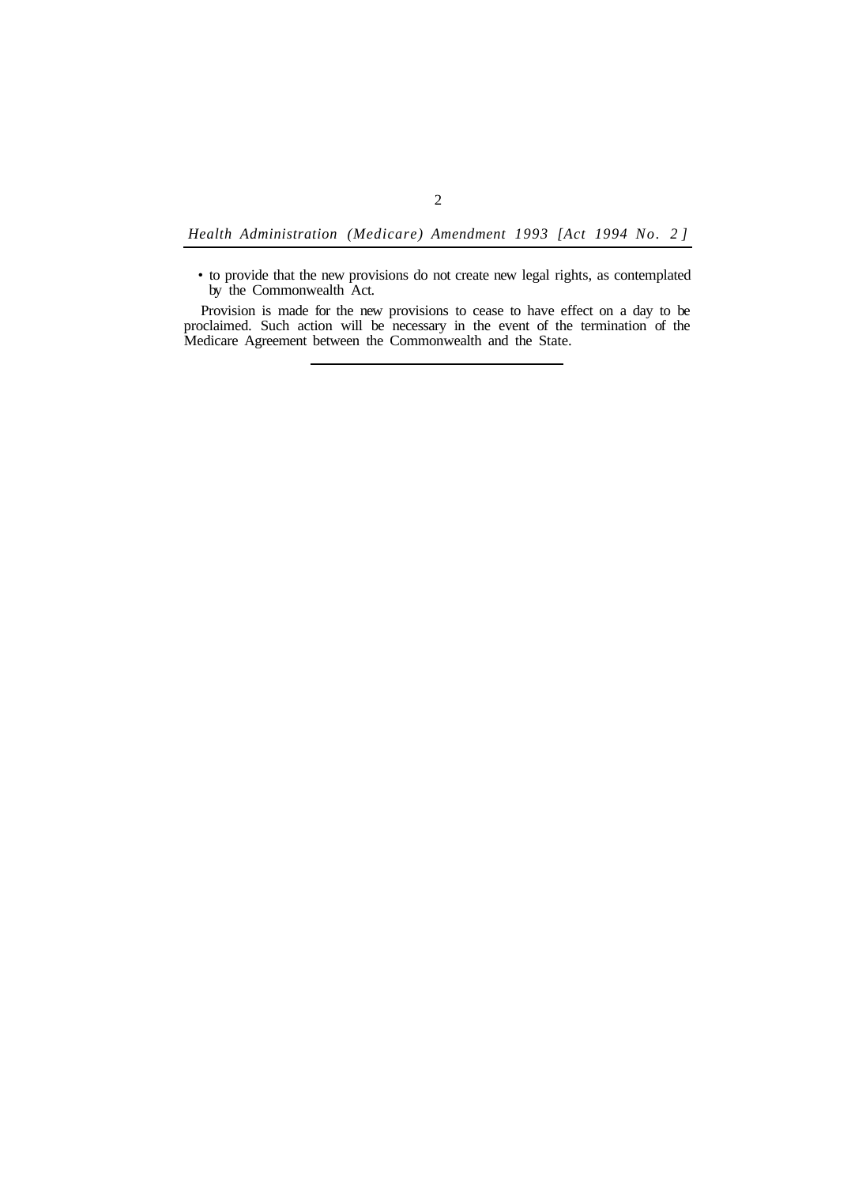- to provide that the new provisions do not create new legal rights, as contemplated by the Commonwealth Act.

Provision is made for the new provisions to cease to have effect on a day to be proclaimed. Such action will be necessary in the event of the termination of the Medicare Agreement between the Commonwealth and the State.